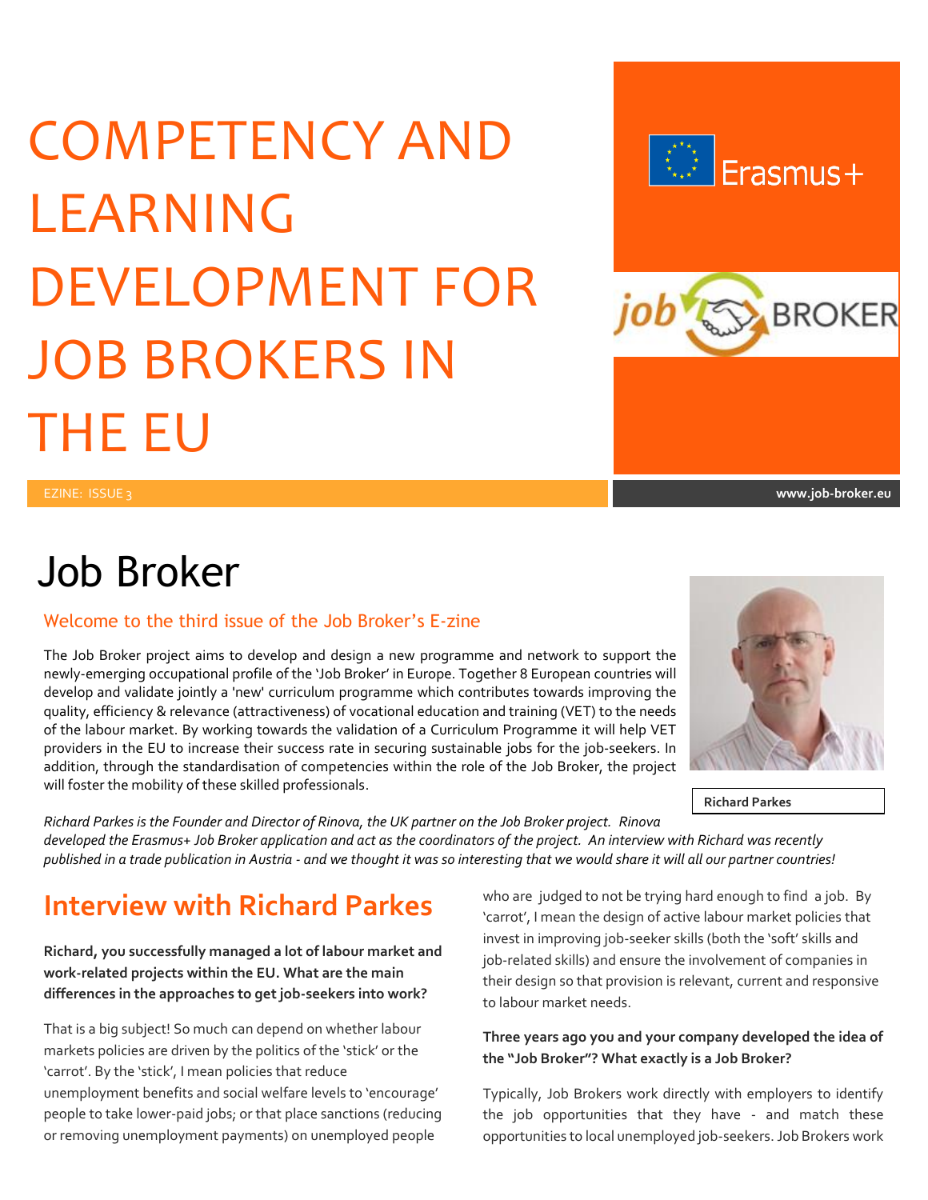# COMPETENCY AND LEARNING DEVELOPMENT FOR JOB BROKERS IN THE EU

EZINE: ISSUE 3

www.job-broker.eu

# Job Broker

### Welcome to the third issue of the Job Broker's E-zine

The Job Broker project aims to develop and design a new programme and network to support the newly-emerging occupational profile of the 'Job Broker' in Europe. Together 8 European countries will develop and validate jointly a 'new' curriculum programme which contributes towards improving the quality, efficiency & relevance (attractiveness) of vocational education and training (VET) to the needs of the labour market. By working towards the validation of a Curriculum Programme it will help VET providers in the EU to increase their success rate in securing sustainable jobs for the job-seekers. In addition, through the standardisation of competencies within the role of the Job Broker, the project will foster the mobility of these skilled professionals.

**Richard Parkes**

*Richard Parkes is the Founder and Director of Rinova, the UK partner on the Job Broker project. Rinova developed the Erasmus+ Job Broker application and act as the coordinators of the project. An interview with Richard was recently published in a trade publication in Austria - and we thought it was so interesting that we would share it will all our partner countries!*

## Interview with Richard Parkes

**Richard, you successfully managed a lot of labour market and work-related projects within the EU. What are the main differences in the approaches to get job-seekers into work?**

That is a big subject! So much can depend on whether labour markets policies are driven by the politics of the 'stick' or the 'carrot'. By the 'stick', I mean policies that reduce unemployment benefits and social welfare levels to 'encourage' people to take lower-paid jobs; or that place sanctions (reducing or removing unemployment payments) on unemployed people who are judged to not be trying hard enough to find a job. By 'carrot', I mean the design of active labour market policies that invest in improving job-seeker skills (both the 'soft' skills and job-related skills) and ensure the involvement of companies in their design so that provision is relevant, current and responsive to labour market needs.

**Three years ago you and your company developed the idea of the "Job Broker"? What exactly is a Job Broker?**

Typically, Job Brokers work directly with employers to identify the job opportunities that they have - and match these opportunities to local unemployed job-seekers. Job Brokers work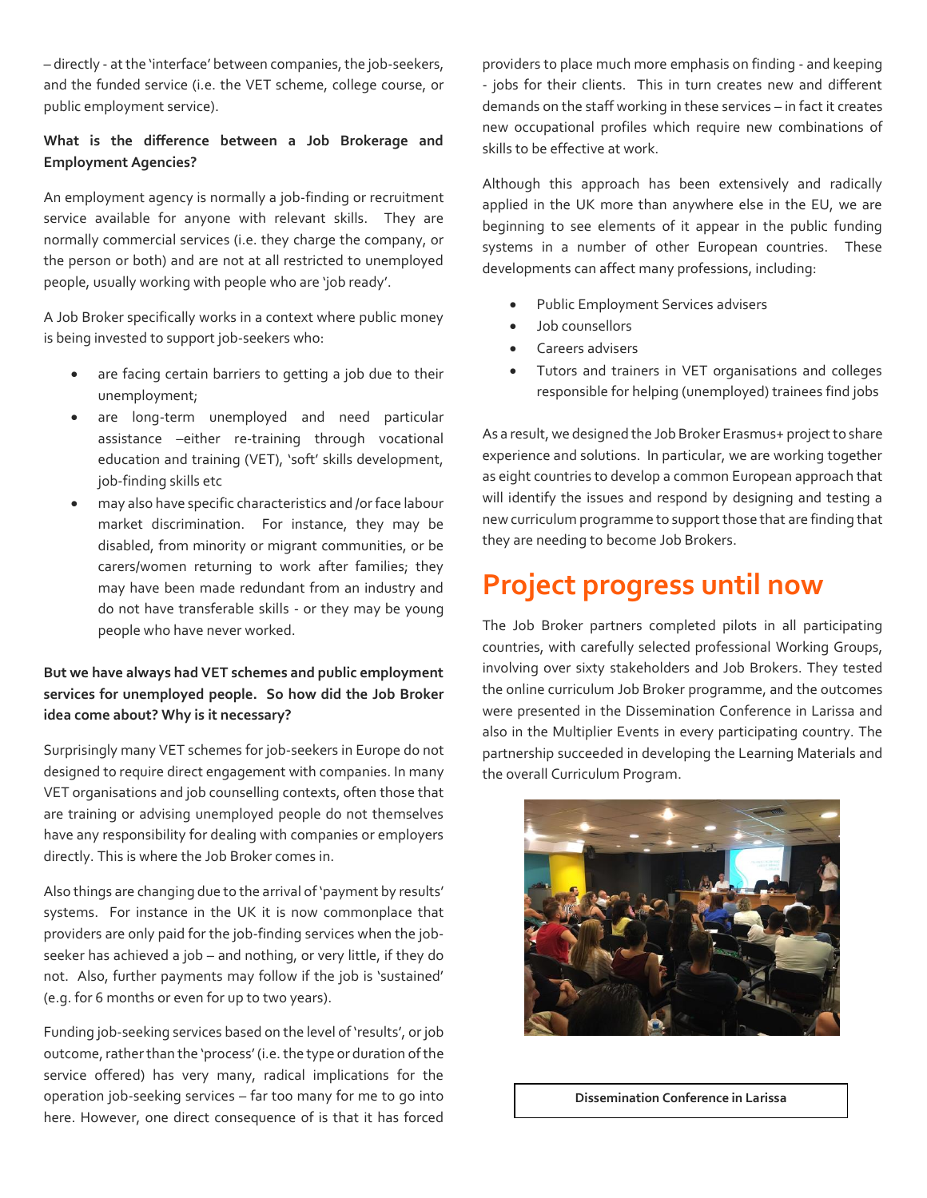– directly - at the 'interface' between companies, the job-seekers, and the funded service (i.e. the VET scheme, college course, or public employment service).

**What is the difference between a Job Brokerage and Employment Agencies?**

An employment agency is normally a job-finding or recruitment service available for anyone with relevant skills. They are normally commercial services (i.e. they charge the company, or the person or both) and are not at all restricted to unemployed people, usually working with people who are 'job ready'.

A Job Broker specifically works in a context where public money is being invested to support job-seekers who:

- are facing certain barriers to getting a job due to their unemployment;
- are long-term unemployed and need particular assistance –either re-training through vocational education and training (VET), 'soft' skills development, job-finding skills etc
- may also have specific characteristics and /or face labour market discrimination. For instance, they may be disabled, from minority or migrant communities, or be carers/women returning to work after families; they may have been made redundant from an industry and do not have transferable skills - or they may be young people who have never worked.

**But we have always had VET schemes and public employment services for unemployed people. So how did the Job Broker idea come about? Why is it necessary?**

Surprisingly many VET schemes for job-seekers in Europe do not designed to require direct engagement with companies. In many VET organisations and job counselling contexts, often those that are training or advising unemployed people do not themselves have any responsibility for dealing with companies or employers directly. This is where the Job Broker comes in.

Also things are changing due to the arrival of 'payment by results' systems. For instance in the UK it is now commonplace that providers are only paid for the job-finding services when the job-seeker has achieved a job – and nothing, or very little, if they do not. Also, further payments may follow if the job is 'sustained' (e.g. for 6 months or even for up to two years).

Funding job-seeking services based on the level of 'results', or job outcome, rather than the 'process' (i.e. the type or duration of the service offered) has very many, radical implications for the operation job-seeking services – far too many for me to go into here. However, one direct consequence of is that it has forced providers to place much more emphasis on finding - and keeping - jobs for their clients. This in turn creates new and different demands on the staff working in these services – in fact it creates new occupational profiles which require new combinations of skills to be effective at work.

Although this approach has been extensively and radically applied in the UK more than anywhere else in the EU, we are beginning to see elements of it appear in the public funding systems in a number of other European countries. These developments can affect many professions, including:

- Public Employment Services advisers
- Job counsellors
- Careers advisers
- Tutors and trainers in VET organisations and colleges responsible for helping (unemployed) trainees find jobs

As a result, we designed the Job Broker Erasmus+ project to share experience and solutions. In particular, we are working together as eight countries to develop a common European approach that will identify the issues and respond by designing and testing a new curriculum programme to support those that are finding that they are needing to become Job Brokers.

# Project progress until now

The Job Broker partners completed pilots in all participating countries, with carefully selected professional Working Groups, involving over sixty stakeholders and Job Brokers. They tested the online curriculum Job Broker programme, and the outcomes were presented in the Dissemination Conference in Larissa and also in the Multiplier Events in every participating country. The partnership succeeded in developing the Learning Materials and the overall Curriculum Program.

**Dissemination Conference in Larissa**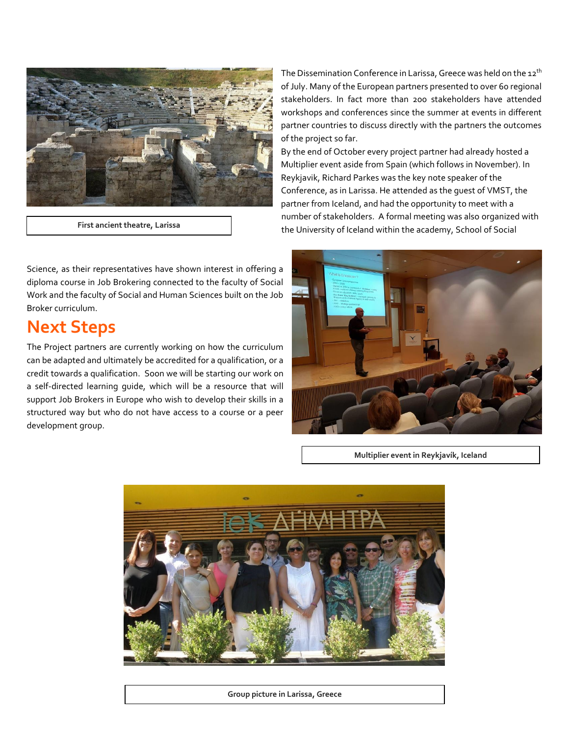First ancient theatre, Larissa

The Dissemination Conference in Larissa, Greece was held on the 12th of July. Many of the European partners presented to over 60 regional stakeholders. In fact more than 200 stakeholders have attended workshops and conferences since the summer at events in different partner countries to discuss directly with the partners the outcomes of the project so far.

By the end of October every project partner had already hosted a Multiplier event aside from Spain (which follows in November). In Reykjavik, Richard Parkes was the key note speaker of the Conference, as in Larissa. He attended as the guest of VMST, the partner from Iceland, and had the opportunity to meet with a number of stakeholders. A formal meeting was also organized with the University of Iceland within the academy, School of Social Science, as their representatives have shown interest in offering a diploma course in Job Brokering connected to the faculty of Social Work and the faculty of Social and Human Sciences built on the Job Broker curriculum.

## Next Steps

The Project partners are currently working on how the curriculum can be adapted and ultimately be accredited for a qualification, or a credit towards a qualification. Soon we will be starting our work on a self-directed learning guide, which will be a resource that will support Job Brokers in Europe who wish to develop their skills in a structured way but who do not have access to a course or a peer development group.

Multiplier event in Reykjavík, Iceland

Group picture in Larissa, Greece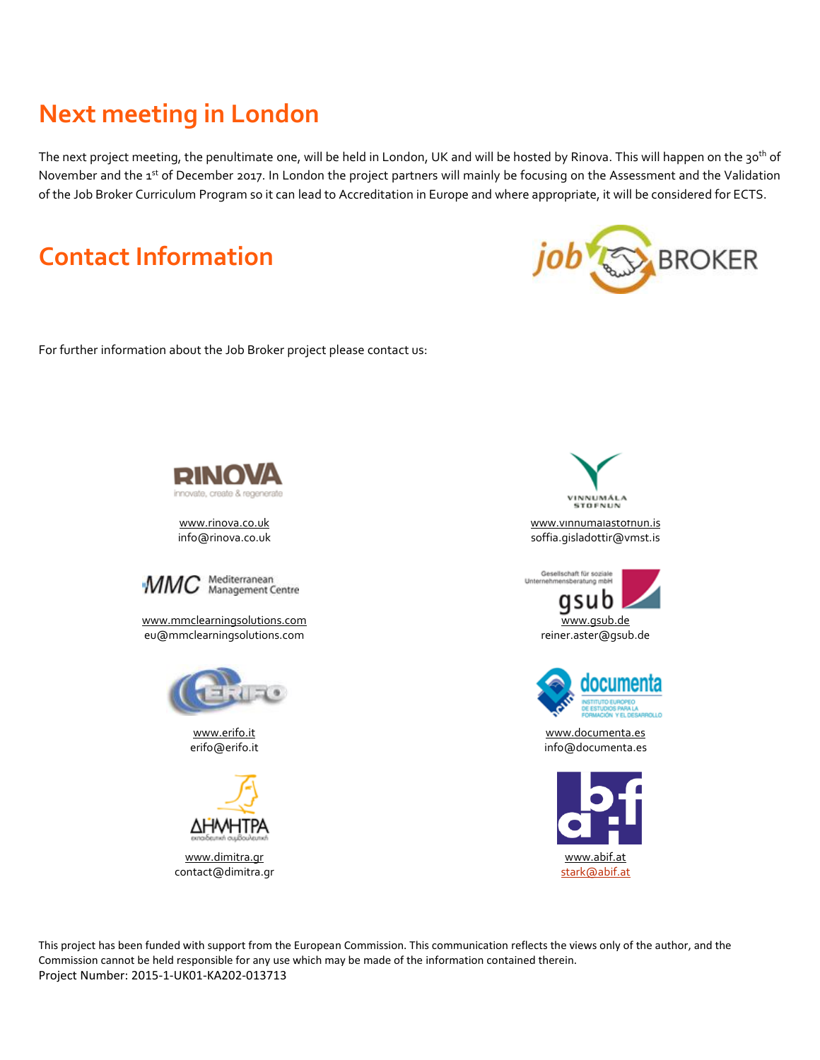## Next meeting in London

The next project meeting, the penultimate one, will be held in London, UK and will be hosted by Rinova. This will happen on the 30th of November and the 1st of December 2017. In London the project partners will mainly be focusing on the Assessment and the Validation of the Job Broker Curriculum Program so it can lead to Accreditation in Europe and where appropriate, it will be considered for ECTS.

## Contact Information

For further information about the Job Broker project please contact us:

www.rinova.co.uk
info@rinova.co.uk

www.vinnumalastofnun.is
soffia.gisladottir@vmst.is

www.mmclearningsolutions.com
eu@mmclearningsolutions.com

www.gsub.de
reiner.aster@gsub.de

www.erifo.it
erifo@erifo.it

www.documenta.es
info@documenta.es

www.dimitra.gr
contact@dimitra.gr

www.abif.at
stark@abif.at

This project has been funded with support from the European Commission. This communication reflects the views only of the author, and the Commission cannot be held responsible for any use which may be made of the information contained therein.
Project Number: 2015-1-UK01-KA202-013713